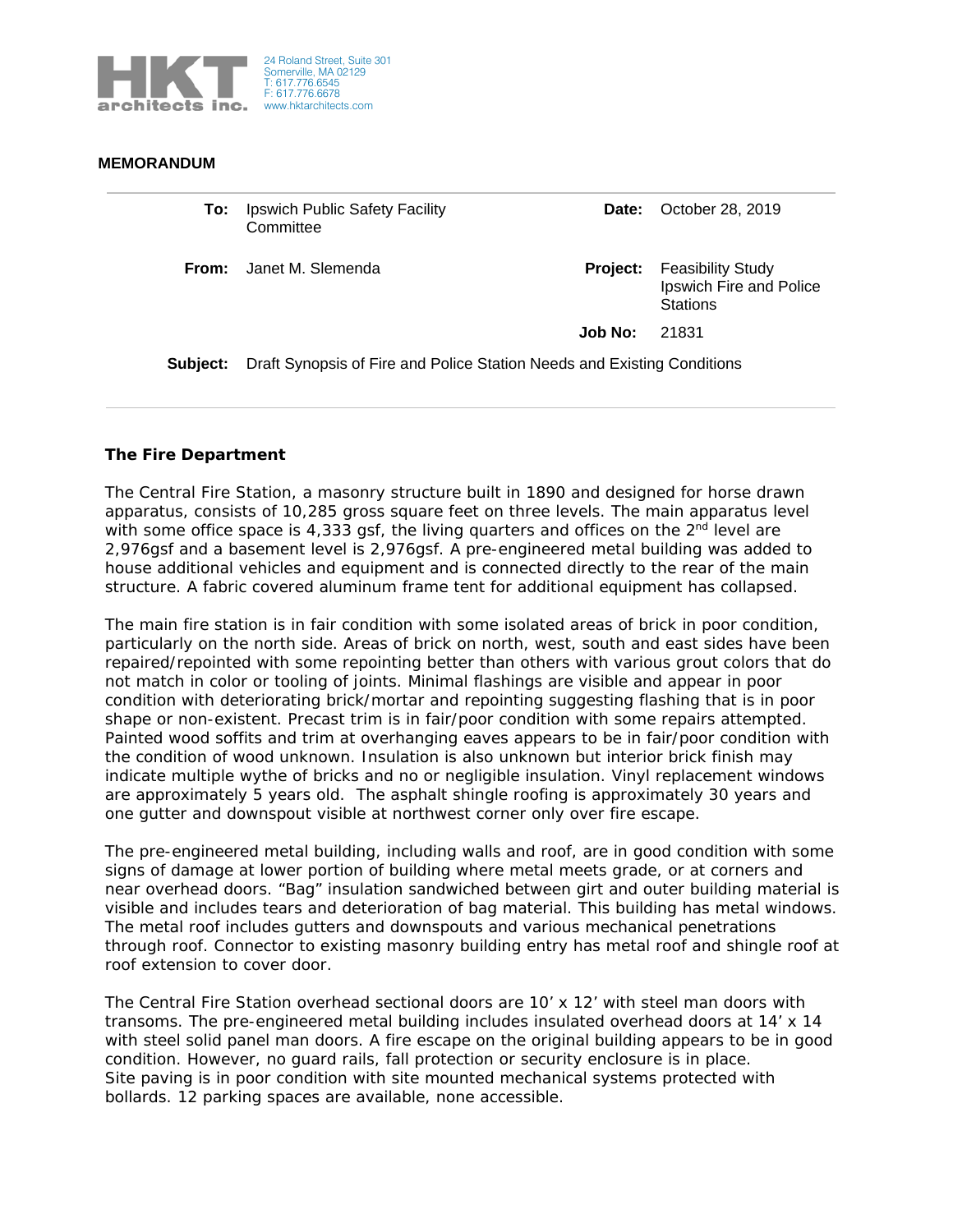HKT architects inc.

24 Roland Street, Suite 301
Somerville, MA 02129
T: 617.776.6545
F: 617.776.6678
www.hktarchitects.com

**MEMORANDUM**

| | | | |
|---|---|---|---|
| **To:** | Ipswich Public Safety Facility Committee | **Date:** | October 28, 2019 |
| **From:** | Janet M. Slemenda | **Project:** | Feasibility Study Ipswich Fire and Police Stations |
| | | **Job No:** | 21831 |
| **Subject:** | Draft Synopsis of Fire and Police Station Needs and Existing Conditions | | |

## The Fire Department

The Central Fire Station, a masonry structure built in 1890 and designed for horse drawn apparatus, consists of 10,285 gross square feet on three levels. The main apparatus level with some office space is 4,333 gsf, the living quarters and offices on the 2nd level are 2,976gsf and a basement level is 2,976gsf. A pre-engineered metal building was added to house additional vehicles and equipment and is connected directly to the rear of the main structure. A fabric covered aluminum frame tent for additional equipment has collapsed.

The main fire station is in fair condition with some isolated areas of brick in poor condition, particularly on the north side. Areas of brick on north, west, south and east sides have been repaired/repointed with some repointing better than others with various grout colors that do not match in color or tooling of joints. Minimal flashings are visible and appear in poor condition with deteriorating brick/mortar and repointing suggesting flashing that is in poor shape or non-existent. Precast trim is in fair/poor condition with some repairs attempted. Painted wood soffits and trim at overhanging eaves appears to be in fair/poor condition with the condition of wood unknown. Insulation is also unknown but interior brick finish may indicate multiple wythe of bricks and no or negligible insulation. Vinyl replacement windows are approximately 5 years old. The asphalt shingle roofing is approximately 30 years and one gutter and downspout visible at northwest corner only over fire escape.

The pre-engineered metal building, including walls and roof, are in good condition with some signs of damage at lower portion of building where metal meets grade, or at corners and near overhead doors. "Bag" insulation sandwiched between girt and outer building material is visible and includes tears and deterioration of bag material. This building has metal windows. The metal roof includes gutters and downspouts and various mechanical penetrations through roof. Connector to existing masonry building entry has metal roof and shingle roof at roof extension to cover door.

The Central Fire Station overhead sectional doors are 10' x 12' with steel man doors with transoms. The pre-engineered metal building includes insulated overhead doors at 14' x 14 with steel solid panel man doors. A fire escape on the original building appears to be in good condition. However, no guard rails, fall protection or security enclosure is in place.
Site paving is in poor condition with site mounted mechanical systems protected with bollards. 12 parking spaces are available, none accessible.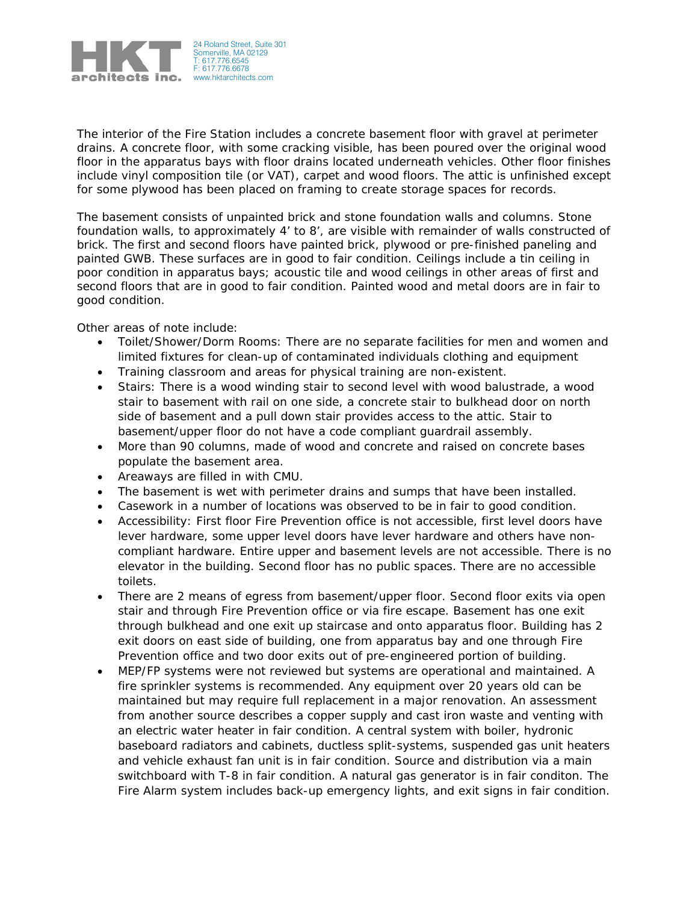The interior of the Fire Station includes a concrete basement floor with gravel at perimeter drains. A concrete floor, with some cracking visible, has been poured over the original wood floor in the apparatus bays with floor drains located underneath vehicles. Other floor finishes include vinyl composition tile (or VAT), carpet and wood floors. The attic is unfinished except for some plywood has been placed on framing to create storage spaces for records.

The basement consists of unpainted brick and stone foundation walls and columns. Stone foundation walls, to approximately 4' to 8', are visible with remainder of walls constructed of brick. The first and second floors have painted brick, plywood or pre-finished paneling and painted GWB. These surfaces are in good to fair condition. Ceilings include a tin ceiling in poor condition in apparatus bays; acoustic tile and wood ceilings in other areas of first and second floors that are in good to fair condition. Painted wood and metal doors are in fair to good condition.

Other areas of note include:

- Toilet/Shower/Dorm Rooms: There are no separate facilities for men and women and limited fixtures for clean-up of contaminated individuals clothing and equipment
- Training classroom and areas for physical training are non-existent.
- Stairs: There is a wood winding stair to second level with wood balustrade, a wood stair to basement with rail on one side, a concrete stair to bulkhead door on north side of basement and a pull down stair provides access to the attic. Stair to basement/upper floor do not have a code compliant guardrail assembly.
- More than 90 columns, made of wood and concrete and raised on concrete bases populate the basement area.
- Areaways are filled in with CMU.
- The basement is wet with perimeter drains and sumps that have been installed.
- Casework in a number of locations was observed to be in fair to good condition.
- Accessibility: First floor Fire Prevention office is not accessible, first level doors have lever hardware, some upper level doors have lever hardware and others have non-compliant hardware. Entire upper and basement levels are not accessible. There is no elevator in the building. Second floor has no public spaces. There are no accessible toilets.
- There are 2 means of egress from basement/upper floor. Second floor exits via open stair and through Fire Prevention office or via fire escape. Basement has one exit through bulkhead and one exit up staircase and onto apparatus floor. Building has 2 exit doors on east side of building, one from apparatus bay and one through Fire Prevention office and two door exits out of pre-engineered portion of building.
- MEP/FP systems were not reviewed but systems are operational and maintained. A fire sprinkler systems is recommended. Any equipment over 20 years old can be maintained but may require full replacement in a major renovation. An assessment from another source describes a copper supply and cast iron waste and venting with an electric water heater in fair condition. A central system with boiler, hydronic baseboard radiators and cabinets, ductless split-systems, suspended gas unit heaters and vehicle exhaust fan unit is in fair condition. Source and distribution via a main switchboard with T-8 in fair condition. A natural gas generator is in fair conditon. The Fire Alarm system includes back-up emergency lights, and exit signs in fair condition.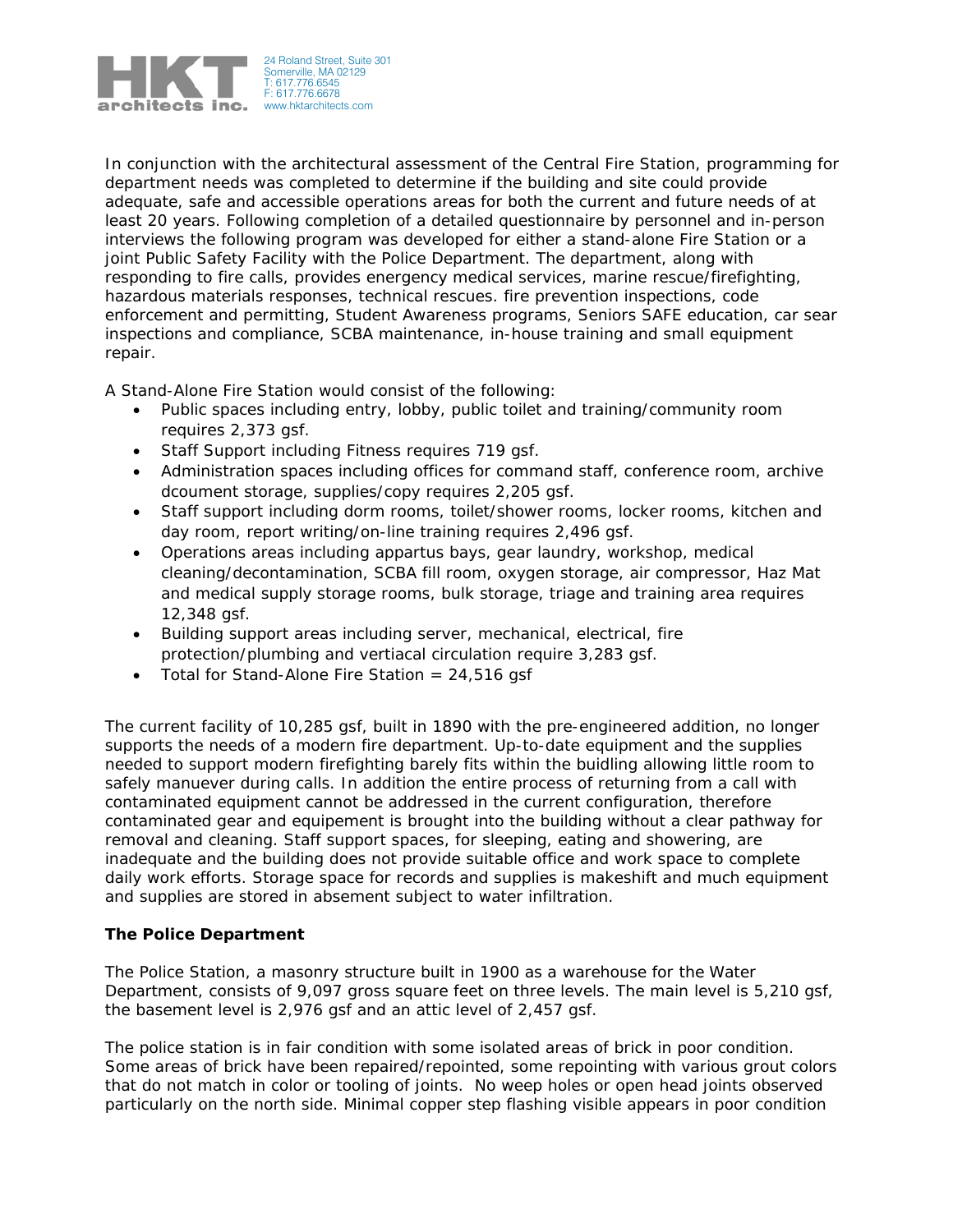In conjunction with the architectural assessment of the Central Fire Station, programming for department needs was completed to determine if the building and site could provide adequate, safe and accessible operations areas for both the current and future needs of at least 20 years. Following completion of a detailed questionnaire by personnel and in-person interviews the following program was developed for either a stand-alone Fire Station or a joint Public Safety Facility with the Police Department. The department, along with responding to fire calls, provides energency medical services, marine rescue/firefighting, hazardous materials responses, technical rescues. fire prevention inspections, code enforcement and permitting, Student Awareness programs, Seniors SAFE education, car sear inspections and compliance, SCBA maintenance, in-house training and small equipment repair.

A Stand-Alone Fire Station would consist of the following:

- Public spaces including entry, lobby, public toilet and training/community room requires 2,373 gsf.
- Staff Support including Fitness requires 719 gsf.
- Administration spaces including offices for command staff, conference room, archive dcoument storage, supplies/copy requires 2,205 gsf.
- Staff support including dorm rooms, toilet/shower rooms, locker rooms, kitchen and day room, report writing/on-line training requires 2,496 gsf.
- Operations areas including appartus bays, gear laundry, workshop, medical cleaning/decontamination, SCBA fill room, oxygen storage, air compressor, Haz Mat and medical supply storage rooms, bulk storage, triage and training area requires 12,348 gsf.
- Building support areas including server, mechanical, electrical, fire protection/plumbing and vertiacal circulation require 3,283 gsf.
- Total for Stand-Alone Fire Station = 24,516 gsf

The current facility of 10,285 gsf, built in 1890 with the pre-engineered addition, no longer supports the needs of a modern fire department. Up-to-date equipment and the supplies needed to support modern firefighting barely fits within the buidling allowing little room to safely manuever during calls. In addition the entire process of returning from a call with contaminated equipment cannot be addressed in the current configuration, therefore contaminated gear and equipement is brought into the building without a clear pathway for removal and cleaning. Staff support spaces, for sleeping, eating and showering, are inadequate and the building does not provide suitable office and work space to complete daily work efforts. Storage space for records and supplies is makeshift and much equipment and supplies are stored in absement subject to water infiltration.

**The Police Department**

The Police Station, a masonry structure built in 1900 as a warehouse for the Water Department, consists of 9,097 gross square feet on three levels. The main level is 5,210 gsf, the basement level is 2,976 gsf and an attic level of 2,457 gsf.

The police station is in fair condition with some isolated areas of brick in poor condition. Some areas of brick have been repaired/repointed, some repointing with various grout colors that do not match in color or tooling of joints. No weep holes or open head joints observed particularly on the north side. Minimal copper step flashing visible appears in poor condition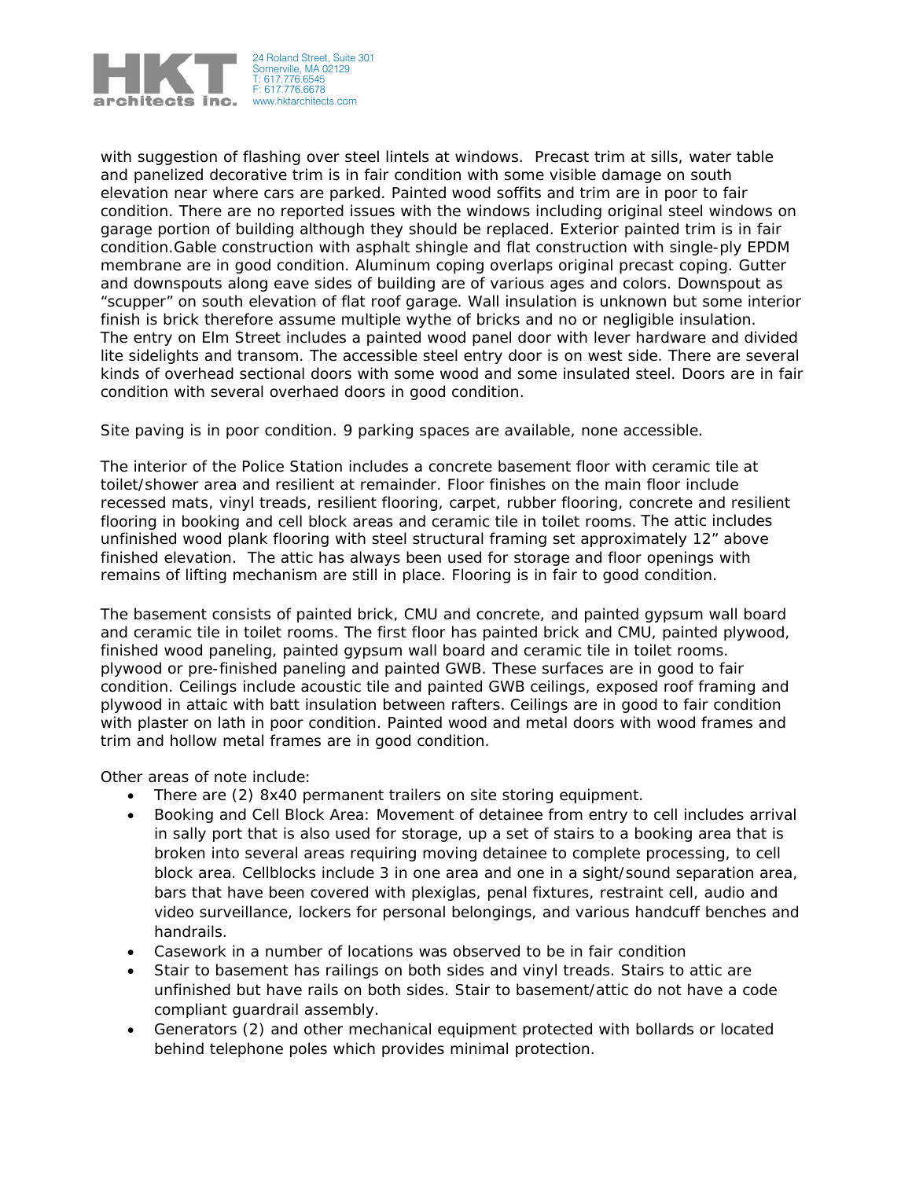with suggestion of flashing over steel lintels at windows. Precast trim at sills, water table and panelized decorative trim is in fair condition with some visible damage on south elevation near where cars are parked. Painted wood soffits and trim are in poor to fair condition. There are no reported issues with the windows including original steel windows on garage portion of building although they should be replaced. Exterior painted trim is in fair condition.Gable construction with asphalt shingle and flat construction with single-ply EPDM membrane are in good condition. Aluminum coping overlaps original precast coping. Gutter and downspouts along eave sides of building are of various ages and colors. Downspout as "scupper" on south elevation of flat roof garage. Wall insulation is unknown but some interior finish is brick therefore assume multiple wythe of bricks and no or negligible insulation. The entry on Elm Street includes a painted wood panel door with lever hardware and divided lite sidelights and transom. The accessible steel entry door is on west side. There are several kinds of overhead sectional doors with some wood and some insulated steel. Doors are in fair condition with several overhaed doors in good condition.

Site paving is in poor condition. 9 parking spaces are available, none accessible.

The interior of the Police Station includes a concrete basement floor with ceramic tile at toilet/shower area and resilient at remainder. Floor finishes on the main floor include recessed mats, vinyl treads, resilient flooring, carpet, rubber flooring, concrete and resilient flooring in booking and cell block areas and ceramic tile in toilet rooms. The attic includes unfinished wood plank flooring with steel structural framing set approximately 12" above finished elevation. The attic has always been used for storage and floor openings with remains of lifting mechanism are still in place. Flooring is in fair to good condition.

The basement consists of painted brick, CMU and concrete, and painted gypsum wall board and ceramic tile in toilet rooms. The first floor has painted brick and CMU, painted plywood, finished wood paneling, painted gypsum wall board and ceramic tile in toilet rooms. plywood or pre-finished paneling and painted GWB. These surfaces are in good to fair condition. Ceilings include acoustic tile and painted GWB ceilings, exposed roof framing and plywood in attaic with batt insulation between rafters. Ceilings are in good to fair condition with plaster on lath in poor condition. Painted wood and metal doors with wood frames and trim and hollow metal frames are in good condition.

Other areas of note include:

- There are (2) 8x40 permanent trailers on site storing equipment.
- Booking and Cell Block Area: Movement of detainee from entry to cell includes arrival in sally port that is also used for storage, up a set of stairs to a booking area that is broken into several areas requiring moving detainee to complete processing, to cell block area. Cellblocks include 3 in one area and one in a sight/sound separation area, bars that have been covered with plexiglas, penal fixtures, restraint cell, audio and video surveillance, lockers for personal belongings, and various handcuff benches and handrails.
- Casework in a number of locations was observed to be in fair condition
- Stair to basement has railings on both sides and vinyl treads. Stairs to attic are unfinished but have rails on both sides. Stair to basement/attic do not have a code compliant guardrail assembly.
- Generators (2) and other mechanical equipment protected with bollards or located behind telephone poles which provides minimal protection.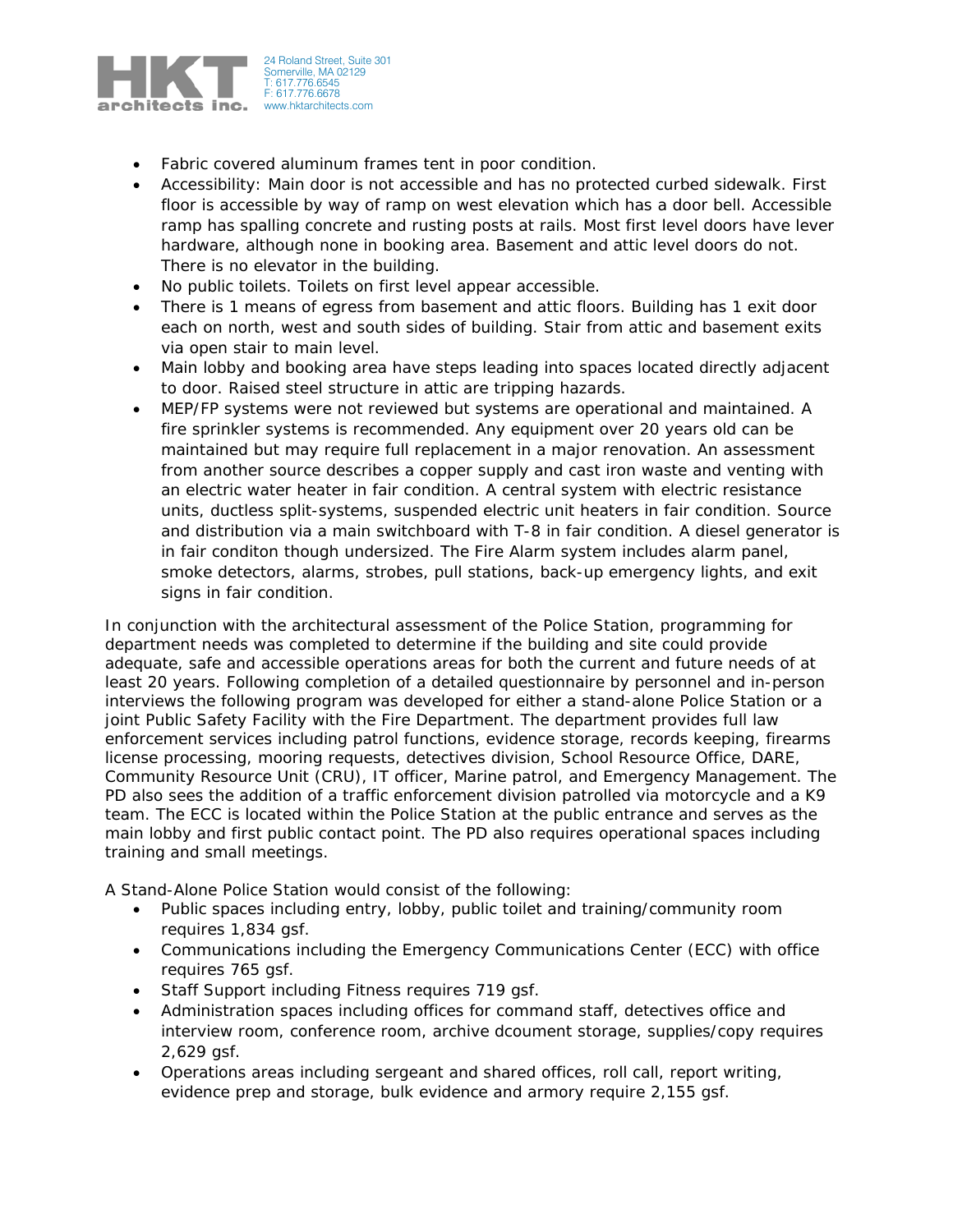- Fabric covered aluminum frames tent in poor condition.
- Accessibility: Main door is not accessible and has no protected curbed sidewalk. First floor is accessible by way of ramp on west elevation which has a door bell. Accessible ramp has spalling concrete and rusting posts at rails. Most first level doors have lever hardware, although none in booking area. Basement and attic level doors do not. There is no elevator in the building.
- No public toilets. Toilets on first level appear accessible.
- There is 1 means of egress from basement and attic floors. Building has 1 exit door each on north, west and south sides of building. Stair from attic and basement exits via open stair to main level.
- Main lobby and booking area have steps leading into spaces located directly adjacent to door. Raised steel structure in attic are tripping hazards.
- MEP/FP systems were not reviewed but systems are operational and maintained. A fire sprinkler systems is recommended. Any equipment over 20 years old can be maintained but may require full replacement in a major renovation. An assessment from another source describes a copper supply and cast iron waste and venting with an electric water heater in fair condition. A central system with electric resistance units, ductless split-systems, suspended electric unit heaters in fair condition. Source and distribution via a main switchboard with T-8 in fair condition. A diesel generator is in fair conditon though undersized. The Fire Alarm system includes alarm panel, smoke detectors, alarms, strobes, pull stations, back-up emergency lights, and exit signs in fair condition.

In conjunction with the architectural assessment of the Police Station, programming for department needs was completed to determine if the building and site could provide adequate, safe and accessible operations areas for both the current and future needs of at least 20 years. Following completion of a detailed questionnaire by personnel and in-person interviews the following program was developed for either a stand-alone Police Station or a joint Public Safety Facility with the Fire Department. The department provides full law enforcement services including patrol functions, evidence storage, records keeping, firearms license processing, mooring requests, detectives division, School Resource Office, DARE, Community Resource Unit (CRU), IT officer, Marine patrol, and Emergency Management. The PD also sees the addition of a traffic enforcement division patrolled via motorcycle and a K9 team. The ECC is located within the Police Station at the public entrance and serves as the main lobby and first public contact point. The PD also requires operational spaces including training and small meetings.

A Stand-Alone Police Station would consist of the following:

- Public spaces including entry, lobby, public toilet and training/community room requires 1,834 gsf.
- Communications including the Emergency Communications Center (ECC) with office requires 765 gsf.
- Staff Support including Fitness requires 719 gsf.
- Administration spaces including offices for command staff, detectives office and interview room, conference room, archive dcoument storage, supplies/copy requires 2,629 gsf.
- Operations areas including sergeant and shared offices, roll call, report writing, evidence prep and storage, bulk evidence and armory require 2,155 gsf.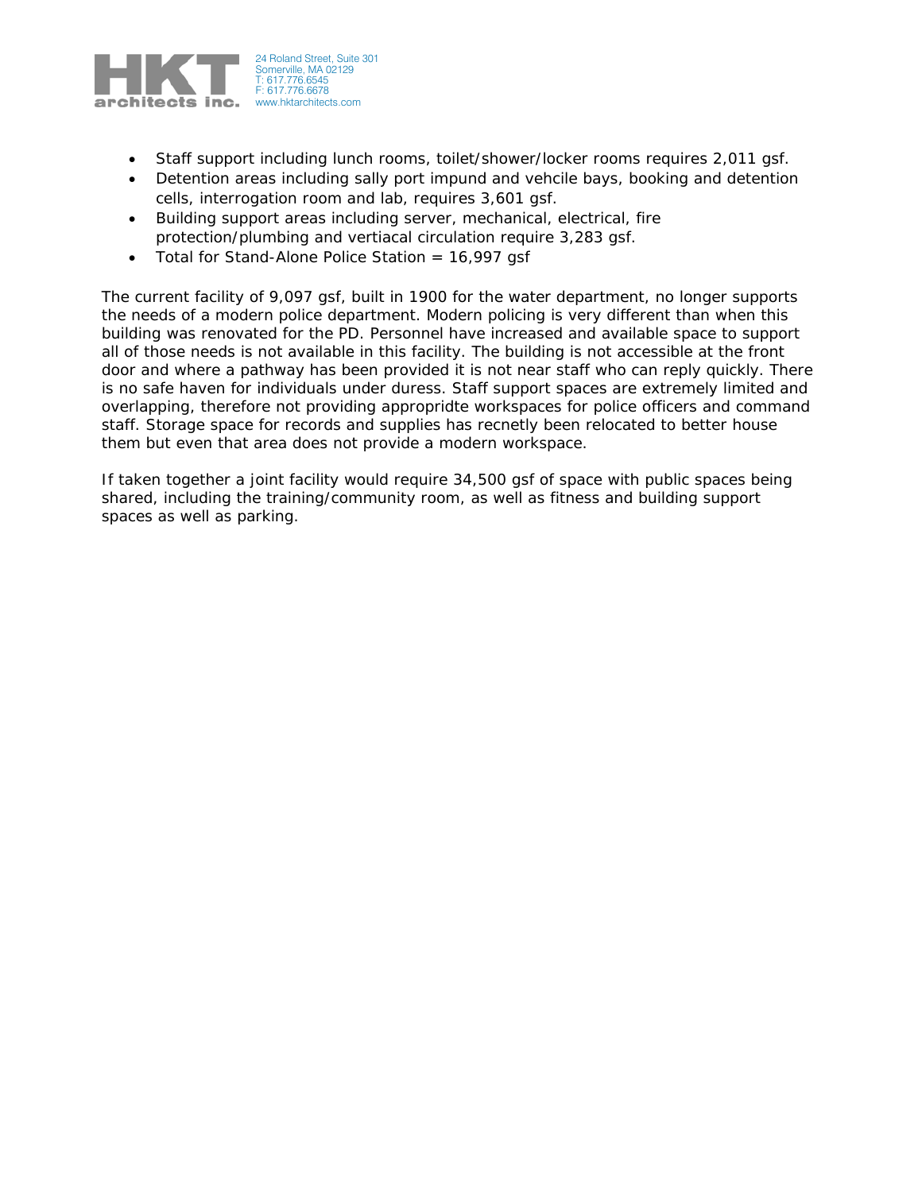- Staff support including lunch rooms, toilet/shower/locker rooms requires 2,011 gsf.
- Detention areas including sally port impund and vehcile bays, booking and detention cells, interrogation room and lab, requires 3,601 gsf.
- Building support areas including server, mechanical, electrical, fire protection/plumbing and vertiacal circulation require 3,283 gsf.
- Total for Stand-Alone Police Station = 16,997 gsf

The current facility of 9,097 gsf, built in 1900 for the water department, no longer supports the needs of a modern police department. Modern policing is very different than when this building was renovated for the PD. Personnel have increased and available space to support all of those needs is not available in this facility. The building is not accessible at the front door and where a pathway has been provided it is not near staff who can reply quickly. There is no safe haven for individuals under duress. Staff support spaces are extremely limited and overlapping, therefore not providing appropridte workspaces for police officers and command staff. Storage space for records and supplies has recnetly been relocated to better house them but even that area does not provide a modern workspace.

If taken together a joint facility would require 34,500 gsf of space with public spaces being shared, including the training/community room, as well as fitness and building support spaces as well as parking.